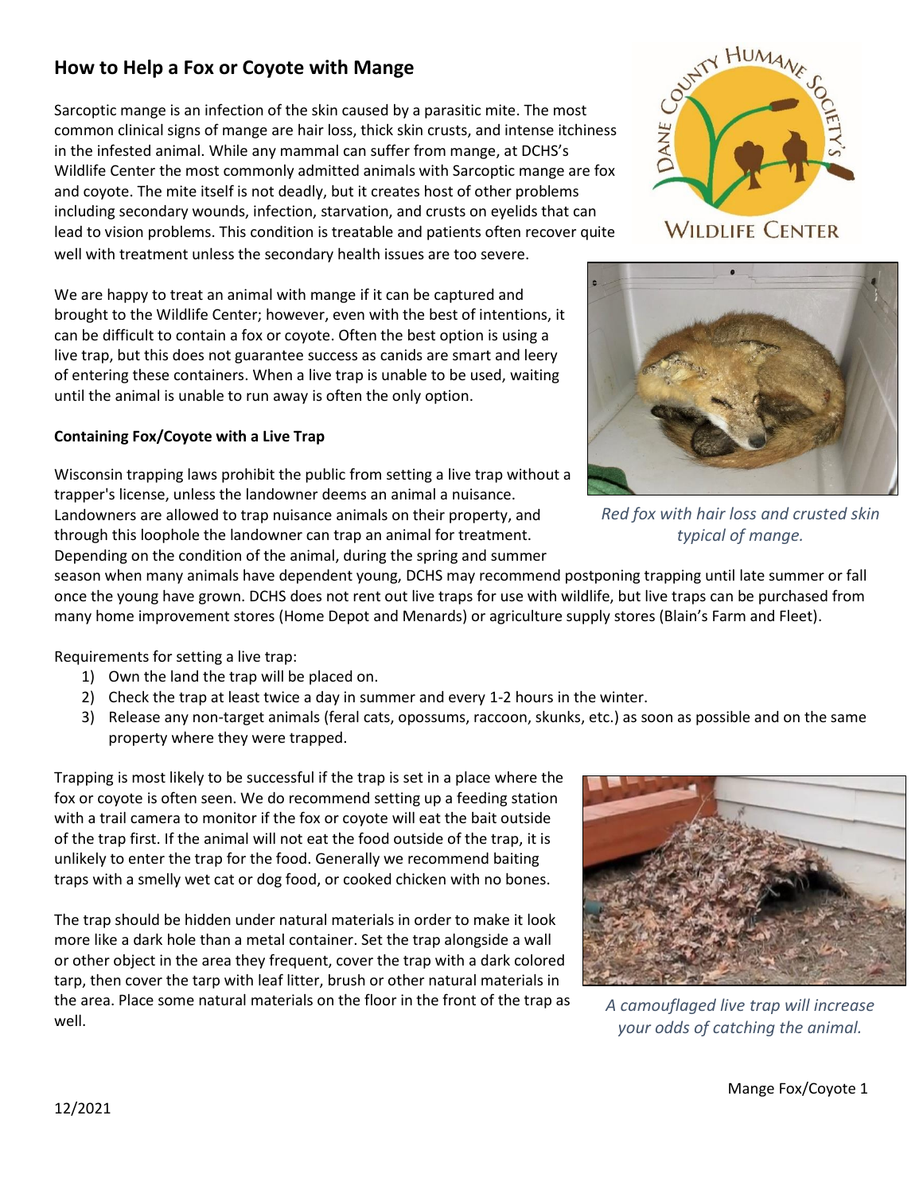## How to Help a Fox or Coyote with Mange

Sarcoptic mange is an infection of the skin caused by a parasitic mite. The most common clinical signs of mange are hair loss, thick skin crusts, and intense itchiness in the infested animal. While any mammal can suffer from mange, at DCHS's Wildlife Center the most commonly admitted animals with Sarcoptic mange are fox and coyote. The mite itself is not deadly, but it creates host of other problems including secondary wounds, infection, starvation, and crusts on eyelids that can lead to vision problems. This condition is treatable and patients often recover quite well with treatment unless the secondary health issues are too severe.

We are happy to treat an animal with mange if it can be captured and brought to the Wildlife Center; however, even with the best of intentions, it can be difficult to contain a fox or coyote. Often the best option is using a live trap, but this does not guarantee success as canids are smart and leery of entering these containers. When a live trap is unable to be used, waiting until the animal is unable to run away is often the only option.

*Red fox with hair loss and crusted skin typical of mange.*

### Containing Fox/Coyote with a Live Trap

Wisconsin trapping laws prohibit the public from setting a live trap without a trapper's license, unless the landowner deems an animal a nuisance. Landowners are allowed to trap nuisance animals on their property, and through this loophole the landowner can trap an animal for treatment. Depending on the condition of the animal, during the spring and summer season when many animals have dependent young, DCHS may recommend postponing trapping until late summer or fall once the young have grown. DCHS does not rent out live traps for use with wildlife, but live traps can be purchased from many home improvement stores (Home Depot and Menards) or agriculture supply stores (Blain's Farm and Fleet).

Requirements for setting a live trap:

1) Own the land the trap will be placed on.
2) Check the trap at least twice a day in summer and every 1-2 hours in the winter.
3) Release any non-target animals (feral cats, opossums, raccoon, skunks, etc.) as soon as possible and on the same property where they were trapped.

Trapping is most likely to be successful if the trap is set in a place where the fox or coyote is often seen. We do recommend setting up a feeding station with a trail camera to monitor if the fox or coyote will eat the bait outside of the trap first. If the animal will not eat the food outside of the trap, it is unlikely to enter the trap for the food. Generally we recommend baiting traps with a smelly wet cat or dog food, or cooked chicken with no bones.

The trap should be hidden under natural materials in order to make it look more like a dark hole than a metal container. Set the trap alongside a wall or other object in the area they frequent, cover the trap with a dark colored tarp, then cover the tarp with leaf litter, brush or other natural materials in the area. Place some natural materials on the floor in the front of the trap as well.

*A camouflaged live trap will increase your odds of catching the animal.*

12/2021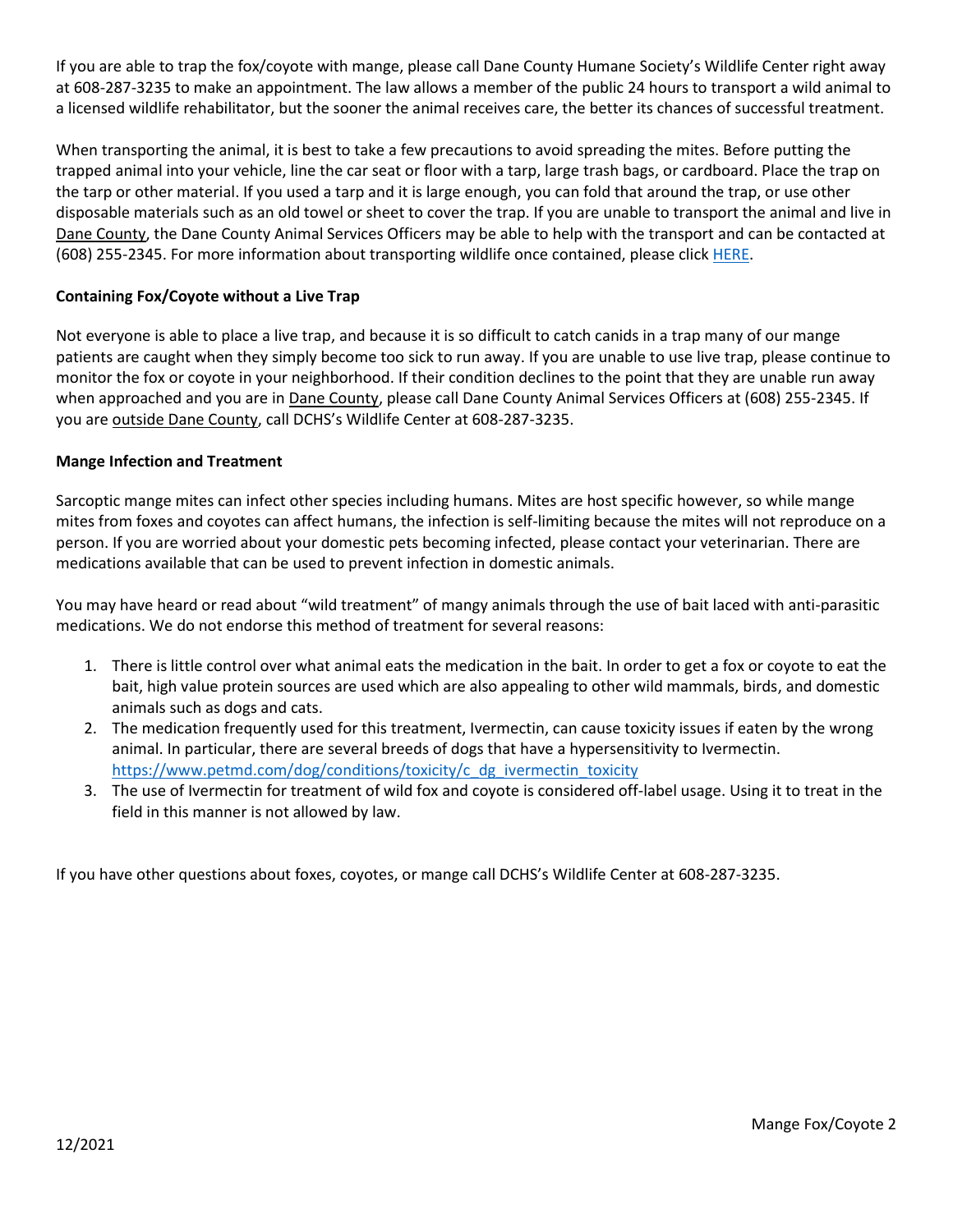If you are able to trap the fox/coyote with mange, please call Dane County Humane Society's Wildlife Center right away at 608-287-3235 to make an appointment. The law allows a member of the public 24 hours to transport a wild animal to a licensed wildlife rehabilitator, but the sooner the animal receives care, the better its chances of successful treatment.

When transporting the animal, it is best to take a few precautions to avoid spreading the mites. Before putting the trapped animal into your vehicle, line the car seat or floor with a tarp, large trash bags, or cardboard. Place the trap on the tarp or other material. If you used a tarp and it is large enough, you can fold that around the trap, or use other disposable materials such as an old towel or sheet to cover the trap. If you are unable to transport the animal and live in Dane County, the Dane County Animal Services Officers may be able to help with the transport and can be contacted at (608) 255-2345. For more information about transporting wildlife once contained, please click HERE.

**Containing Fox/Coyote without a Live Trap**

Not everyone is able to place a live trap, and because it is so difficult to catch canids in a trap many of our mange patients are caught when they simply become too sick to run away. If you are unable to use live trap, please continue to monitor the fox or coyote in your neighborhood. If their condition declines to the point that they are unable run away when approached and you are in Dane County, please call Dane County Animal Services Officers at (608) 255-2345. If you are outside Dane County, call DCHS's Wildlife Center at 608-287-3235.

**Mange Infection and Treatment**

Sarcoptic mange mites can infect other species including humans. Mites are host specific however, so while mange mites from foxes and coyotes can affect humans, the infection is self-limiting because the mites will not reproduce on a person. If you are worried about your domestic pets becoming infected, please contact your veterinarian. There are medications available that can be used to prevent infection in domestic animals.

You may have heard or read about "wild treatment" of mangy animals through the use of bait laced with anti-parasitic medications. We do not endorse this method of treatment for several reasons:

1. There is little control over what animal eats the medication in the bait. In order to get a fox or coyote to eat the bait, high value protein sources are used which are also appealing to other wild mammals, birds, and domestic animals such as dogs and cats.
2. The medication frequently used for this treatment, Ivermectin, can cause toxicity issues if eaten by the wrong animal. In particular, there are several breeds of dogs that have a hypersensitivity to Ivermectin. https://www.petmd.com/dog/conditions/toxicity/c_dg_ivermectin_toxicity
3. The use of Ivermectin for treatment of wild fox and coyote is considered off-label usage. Using it to treat in the field in this manner is not allowed by law.

If you have other questions about foxes, coyotes, or mange call DCHS's Wildlife Center at 608-287-3235.

12/2021